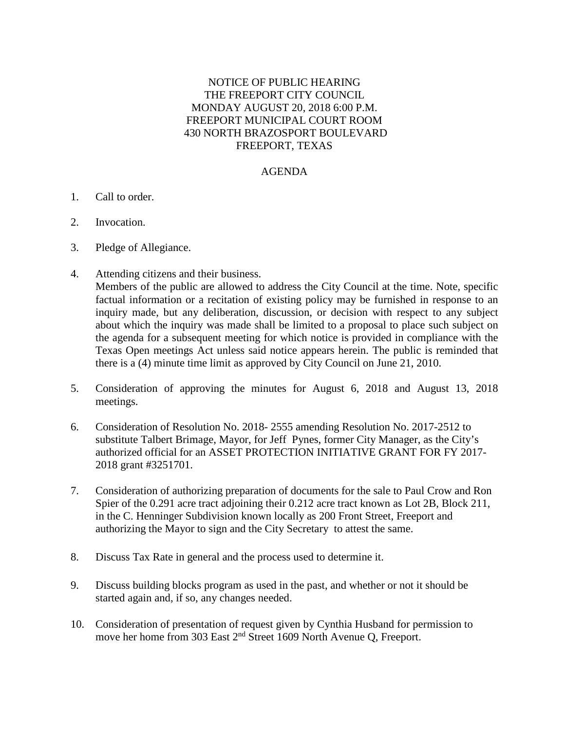NOTICE OF PUBLIC HEARING
THE FREEPORT CITY COUNCIL
MONDAY AUGUST 20, 2018 6:00 P.M.
FREEPORT MUNICIPAL COURT ROOM
430 NORTH BRAZOSPORT BOULEVARD
FREEPORT, TEXAS

AGENDA

1. Call to order.

2. Invocation.

3. Pledge of Allegiance.

4. Attending citizens and their business.
   Members of the public are allowed to address the City Council at the time. Note, specific factual information or a recitation of existing policy may be furnished in response to an inquiry made, but any deliberation, discussion, or decision with respect to any subject about which the inquiry was made shall be limited to a proposal to place such subject on the agenda for a subsequent meeting for which notice is provided in compliance with the Texas Open meetings Act unless said notice appears herein. The public is reminded that there is a (4) minute time limit as approved by City Council on June 21, 2010.

5. Consideration of approving the minutes for August 6, 2018 and August 13, 2018 meetings.

6. Consideration of Resolution No. 2018- 2555 amending Resolution No. 2017-2512 to substitute Talbert Brimage, Mayor, for Jeff Pynes, former City Manager, as the City's authorized official for an ASSET PROTECTION INITIATIVE GRANT FOR FY 2017-2018 grant #3251701.

7. Consideration of authorizing preparation of documents for the sale to Paul Crow and Ron Spier of the 0.291 acre tract adjoining their 0.212 acre tract known as Lot 2B, Block 211, in the C. Henninger Subdivision known locally as 200 Front Street, Freeport and authorizing the Mayor to sign and the City Secretary to attest the same.

8. Discuss Tax Rate in general and the process used to determine it.

9. Discuss building blocks program as used in the past, and whether or not it should be started again and, if so, any changes needed.

10. Consideration of presentation of request given by Cynthia Husband for permission to move her home from 303 East 2nd Street 1609 North Avenue Q, Freeport.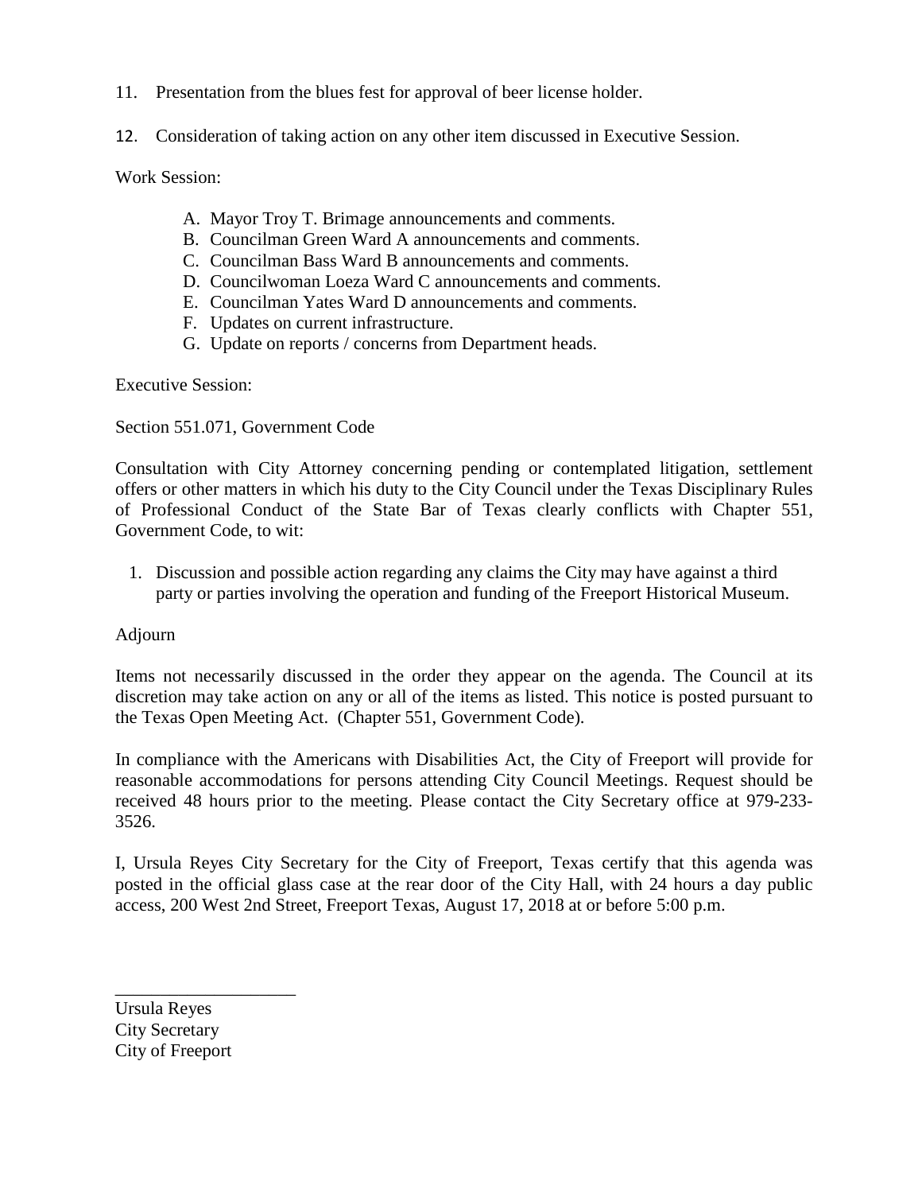11. Presentation from the blues fest for approval of beer license holder.

12. Consideration of taking action on any other item discussed in Executive Session.

Work Session:

A. Mayor Troy T. Brimage announcements and comments.
B. Councilman Green Ward A announcements and comments.
C. Councilman Bass Ward B announcements and comments.
D. Councilwoman Loeza Ward C announcements and comments.
E. Councilman Yates Ward D announcements and comments.
F. Updates on current infrastructure.
G. Update on reports / concerns from Department heads.

Executive Session:

Section 551.071, Government Code

Consultation with City Attorney concerning pending or contemplated litigation, settlement offers or other matters in which his duty to the City Council under the Texas Disciplinary Rules of Professional Conduct of the State Bar of Texas clearly conflicts with Chapter 551, Government Code, to wit:

1. Discussion and possible action regarding any claims the City may have against a third party or parties involving the operation and funding of the Freeport Historical Museum.

Adjourn

Items not necessarily discussed in the order they appear on the agenda. The Council at its discretion may take action on any or all of the items as listed. This notice is posted pursuant to the Texas Open Meeting Act. (Chapter 551, Government Code).

In compliance with the Americans with Disabilities Act, the City of Freeport will provide for reasonable accommodations for persons attending City Council Meetings. Request should be received 48 hours prior to the meeting. Please contact the City Secretary office at 979-233-3526.

I, Ursula Reyes City Secretary for the City of Freeport, Texas certify that this agenda was posted in the official glass case at the rear door of the City Hall, with 24 hours a day public access, 200 West 2nd Street, Freeport Texas, August 17, 2018 at or before 5:00 p.m.

____________________
Ursula Reyes
City Secretary
City of Freeport